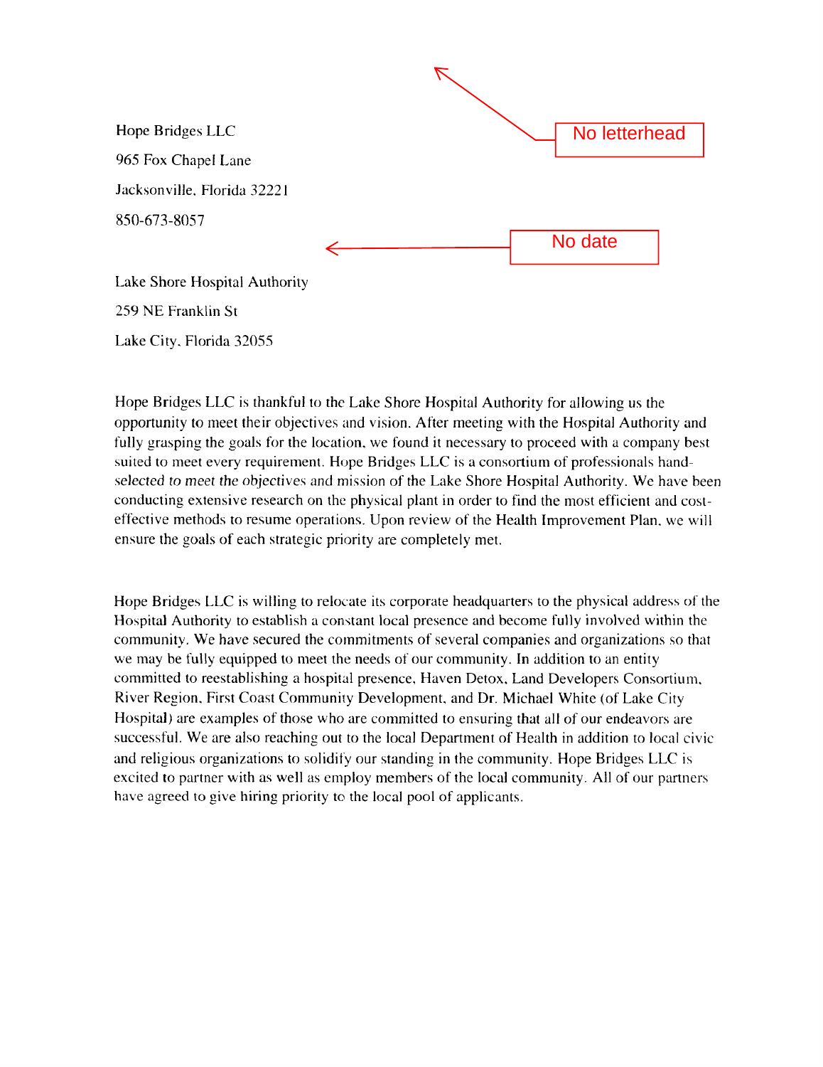Hope Bridges LLC

965 Fox Chapel Lane

Jacksonville, Florida 32221

850-673-8057

No letterhead

No date

Lake Shore Hospital Authority

259 NE Franklin St

Lake City, Florida 32055

Hope Bridges LLC is thankful to the Lake Shore Hospital Authority for allowing us the opportunity to meet their objectives and vision. After meeting with the Hospital Authority and fully grasping the goals for the location, we found it necessary to proceed with a company best suited to meet every requirement. Hope Bridges LLC is a consortium of professionals hand-selected to meet the objectives and mission of the Lake Shore Hospital Authority. We have been conducting extensive research on the physical plant in order to find the most efficient and cost-effective methods to resume operations. Upon review of the Health Improvement Plan, we will ensure the goals of each strategic priority are completely met.

Hope Bridges LLC is willing to relocate its corporate headquarters to the physical address of the Hospital Authority to establish a constant local presence and become fully involved within the community. We have secured the commitments of several companies and organizations so that we may be fully equipped to meet the needs of our community. In addition to an entity committed to reestablishing a hospital presence, Haven Detox, Land Developers Consortium, River Region, First Coast Community Development, and Dr. Michael White (of Lake City Hospital) are examples of those who are committed to ensuring that all of our endeavors are successful. We are also reaching out to the local Department of Health in addition to local civic and religious organizations to solidify our standing in the community. Hope Bridges LLC is excited to partner with as well as employ members of the local community. All of our partners have agreed to give hiring priority to the local pool of applicants.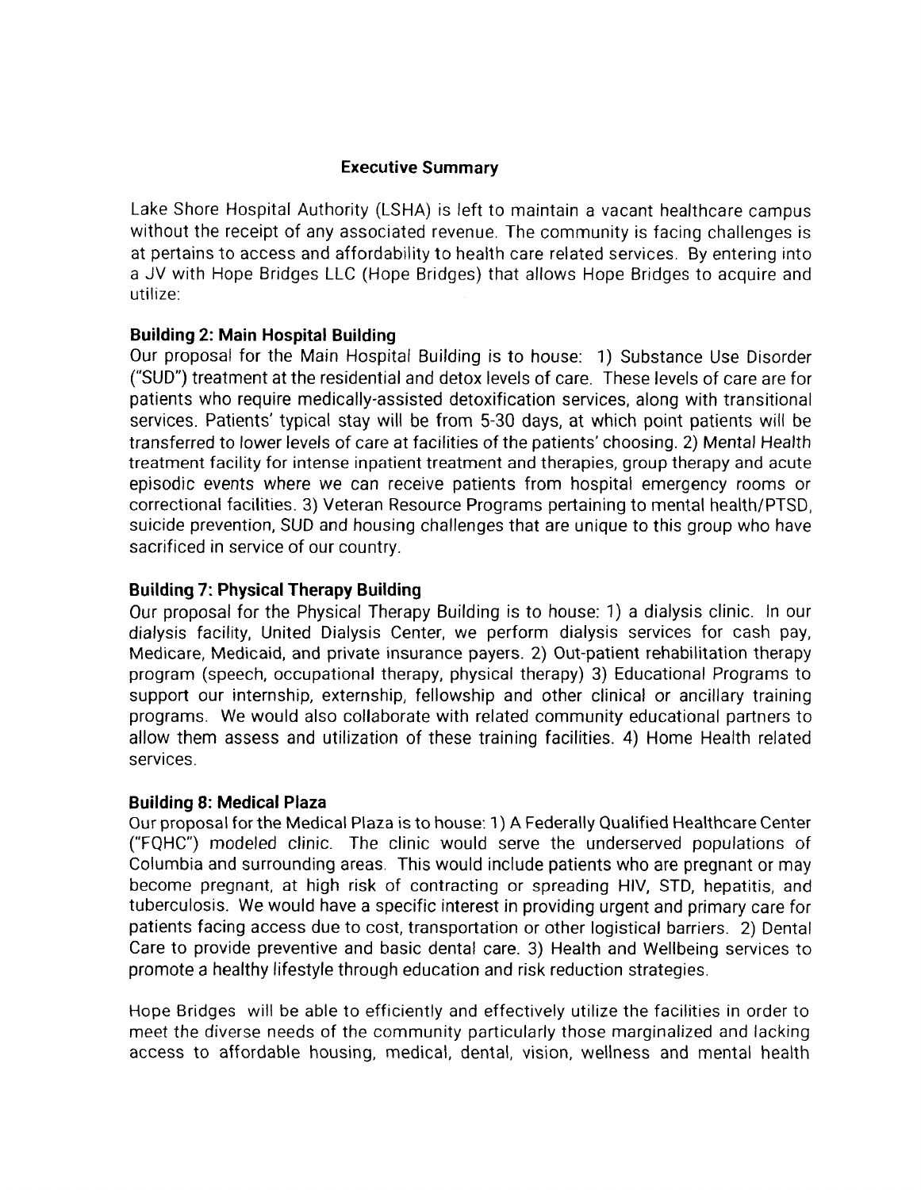## Executive Summary

Lake Shore Hospital Authority (LSHA) is left to maintain a vacant healthcare campus without the receipt of any associated revenue. The community is facing challenges is at pertains to access and affordability to health care related services. By entering into a JV with Hope Bridges LLC (Hope Bridges) that allows Hope Bridges to acquire and utilize:

### Building 2: Main Hospital Building

Our proposal for the Main Hospital Building is to house: 1) Substance Use Disorder ("SUD") treatment at the residential and detox levels of care. These levels of care are for patients who require medically-assisted detoxification services, along with transitional services. Patients' typical stay will be from 5-30 days, at which point patients will be transferred to lower levels of care at facilities of the patients' choosing. 2) Mental Health treatment facility for intense inpatient treatment and therapies, group therapy and acute episodic events where we can receive patients from hospital emergency rooms or correctional facilities. 3) Veteran Resource Programs pertaining to mental health/PTSD, suicide prevention, SUD and housing challenges that are unique to this group who have sacrificed in service of our country.

### Building 7: Physical Therapy Building

Our proposal for the Physical Therapy Building is to house: 1) a dialysis clinic. In our dialysis facility, United Dialysis Center, we perform dialysis services for cash pay, Medicare, Medicaid, and private insurance payers. 2) Out-patient rehabilitation therapy program (speech, occupational therapy, physical therapy) 3) Educational Programs to support our internship, externship, fellowship and other clinical or ancillary training programs. We would also collaborate with related community educational partners to allow them assess and utilization of these training facilities. 4) Home Health related services.

### Building 8: Medical Plaza

Our proposal for the Medical Plaza is to house: 1) A Federally Qualified Healthcare Center ("FQHC") modeled clinic. The clinic would serve the underserved populations of Columbia and surrounding areas. This would include patients who are pregnant or may become pregnant, at high risk of contracting or spreading HIV, STD, hepatitis, and tuberculosis. We would have a specific interest in providing urgent and primary care for patients facing access due to cost, transportation or other logistical barriers. 2) Dental Care to provide preventive and basic dental care. 3) Health and Wellbeing services to promote a healthy lifestyle through education and risk reduction strategies.

Hope Bridges will be able to efficiently and effectively utilize the facilities in order to meet the diverse needs of the community particularly those marginalized and lacking access to affordable housing, medical, dental, vision, wellness and mental health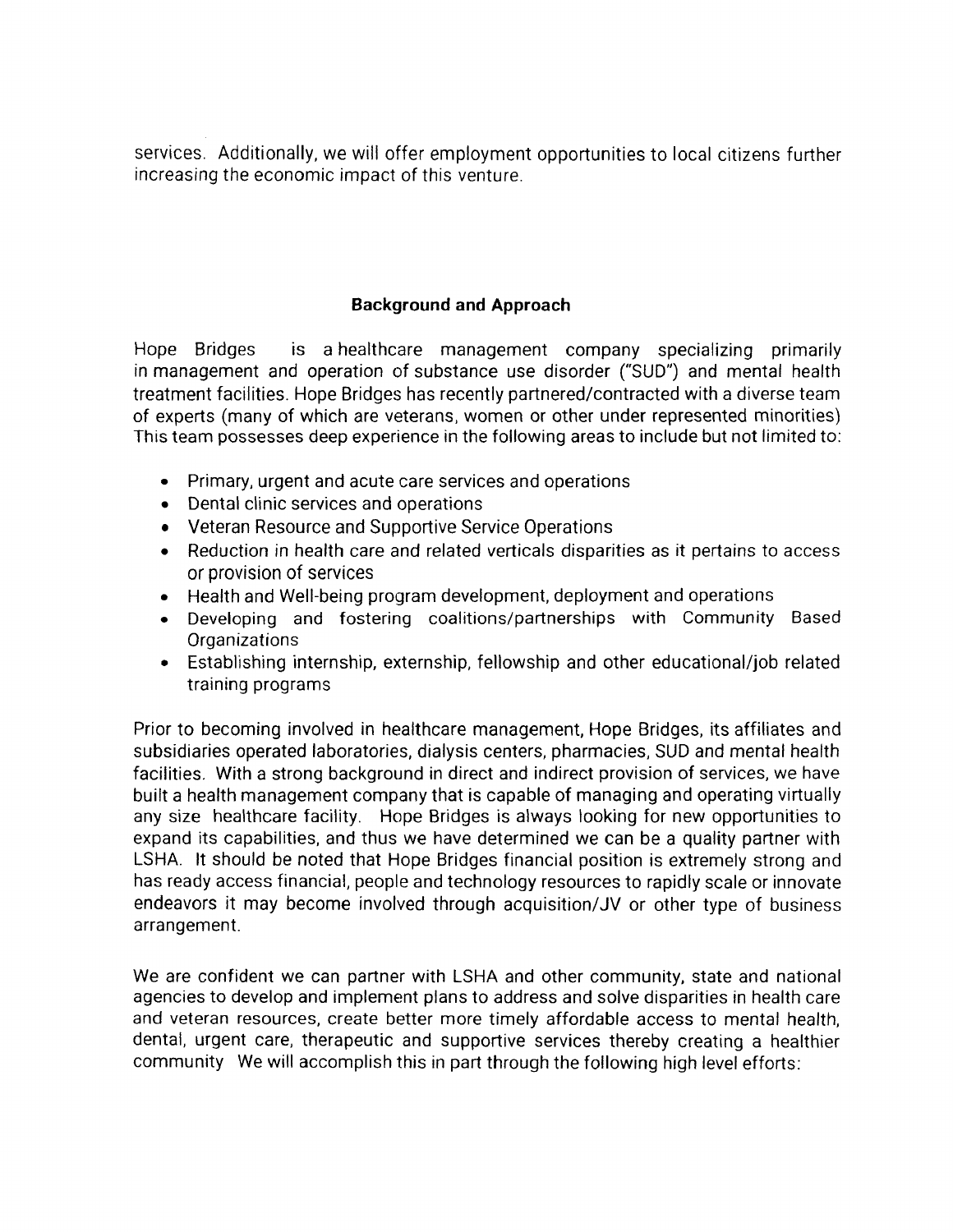services. Additionally, we will offer employment opportunities to local citizens further increasing the economic impact of this venture.

**Background and Approach**

Hope Bridges is a healthcare management company specializing primarily in management and operation of substance use disorder ("SUD") and mental health treatment facilities. Hope Bridges has recently partnered/contracted with a diverse team of experts (many of which are veterans, women or other under represented minorities) This team possesses deep experience in the following areas to include but not limited to:

- Primary, urgent and acute care services and operations
- Dental clinic services and operations
- Veteran Resource and Supportive Service Operations
- Reduction in health care and related verticals disparities as it pertains to access or provision of services
- Health and Well-being program development, deployment and operations
- Developing and fostering coalitions/partnerships with Community Based Organizations
- Establishing internship, externship, fellowship and other educational/job related training programs

Prior to becoming involved in healthcare management, Hope Bridges, its affiliates and subsidiaries operated laboratories, dialysis centers, pharmacies, SUD and mental health facilities. With a strong background in direct and indirect provision of services, we have built a health management company that is capable of managing and operating virtually any size healthcare facility. Hope Bridges is always looking for new opportunities to expand its capabilities, and thus we have determined we can be a quality partner with LSHA. It should be noted that Hope Bridges financial position is extremely strong and has ready access financial, people and technology resources to rapidly scale or innovate endeavors it may become involved through acquisition/JV or other type of business arrangement.

We are confident we can partner with LSHA and other community, state and national agencies to develop and implement plans to address and solve disparities in health care and veteran resources, create better more timely affordable access to mental health, dental, urgent care, therapeutic and supportive services thereby creating a healthier community We will accomplish this in part through the following high level efforts: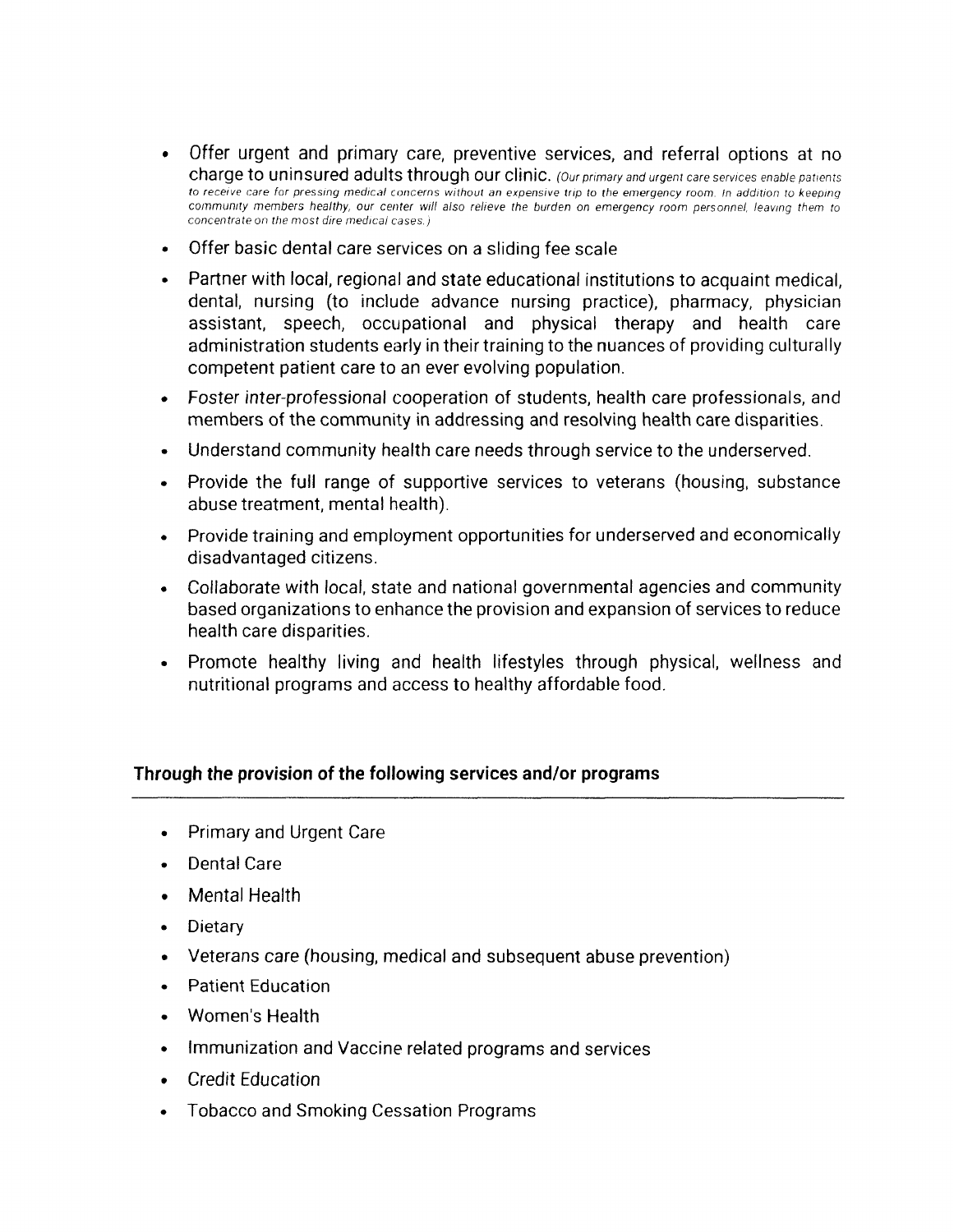- Offer urgent and primary care, preventive services, and referral options at no charge to uninsured adults through our clinic. *(Our primary and urgent care services enable patients to receive care for pressing medical concerns without an expensive trip to the emergency room. In addition to keeping community members healthy, our center will also relieve the burden on emergency room personnel, leaving them to concentrate on the most dire medical cases.)*
- Offer basic dental care services on a sliding fee scale
- Partner with local, regional and state educational institutions to acquaint medical, dental, nursing (to include advance nursing practice), pharmacy, physician assistant, speech, occupational and physical therapy and health care administration students early in their training to the nuances of providing culturally competent patient care to an ever evolving population.
- Foster inter-professional cooperation of students, health care professionals, and members of the community in addressing and resolving health care disparities.
- Understand community health care needs through service to the underserved.
- Provide the full range of supportive services to veterans (housing, substance abuse treatment, mental health).
- Provide training and employment opportunities for underserved and economically disadvantaged citizens.
- Collaborate with local, state and national governmental agencies and community based organizations to enhance the provision and expansion of services to reduce health care disparities.
- Promote healthy living and health lifestyles through physical, wellness and nutritional programs and access to healthy affordable food.

**Through the provision of the following services and/or programs**

---

- Primary and Urgent Care
- Dental Care
- Mental Health
- Dietary
- Veterans care (housing, medical and subsequent abuse prevention)
- Patient Education
- Women's Health
- Immunization and Vaccine related programs and services
- Credit Education
- Tobacco and Smoking Cessation Programs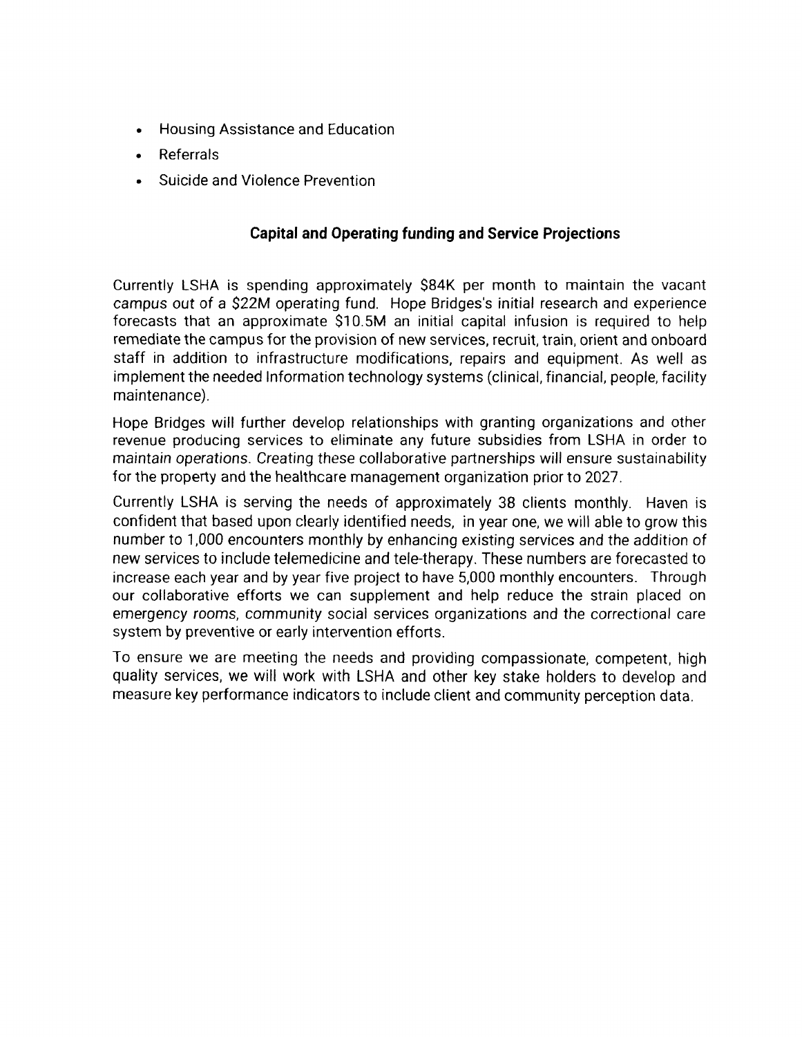- Housing Assistance and Education
- Referrals
- Suicide and Violence Prevention

## Capital and Operating funding and Service Projections

Currently LSHA is spending approximately $84K per month to maintain the vacant campus out of a $22M operating fund. Hope Bridges's initial research and experience forecasts that an approximate $10.5M an initial capital infusion is required to help remediate the campus for the provision of new services, recruit, train, orient and onboard staff in addition to infrastructure modifications, repairs and equipment. As well as implement the needed Information technology systems (clinical, financial, people, facility maintenance).

Hope Bridges will further develop relationships with granting organizations and other revenue producing services to eliminate any future subsidies from LSHA in order to maintain operations. Creating these collaborative partnerships will ensure sustainability for the property and the healthcare management organization prior to 2027.

Currently LSHA is serving the needs of approximately 38 clients monthly. Haven is confident that based upon clearly identified needs, in year one, we will able to grow this number to 1,000 encounters monthly by enhancing existing services and the addition of new services to include telemedicine and tele-therapy. These numbers are forecasted to increase each year and by year five project to have 5,000 monthly encounters. Through our collaborative efforts we can supplement and help reduce the strain placed on emergency rooms, community social services organizations and the correctional care system by preventive or early intervention efforts.

To ensure we are meeting the needs and providing compassionate, competent, high quality services, we will work with LSHA and other key stake holders to develop and measure key performance indicators to include client and community perception data.